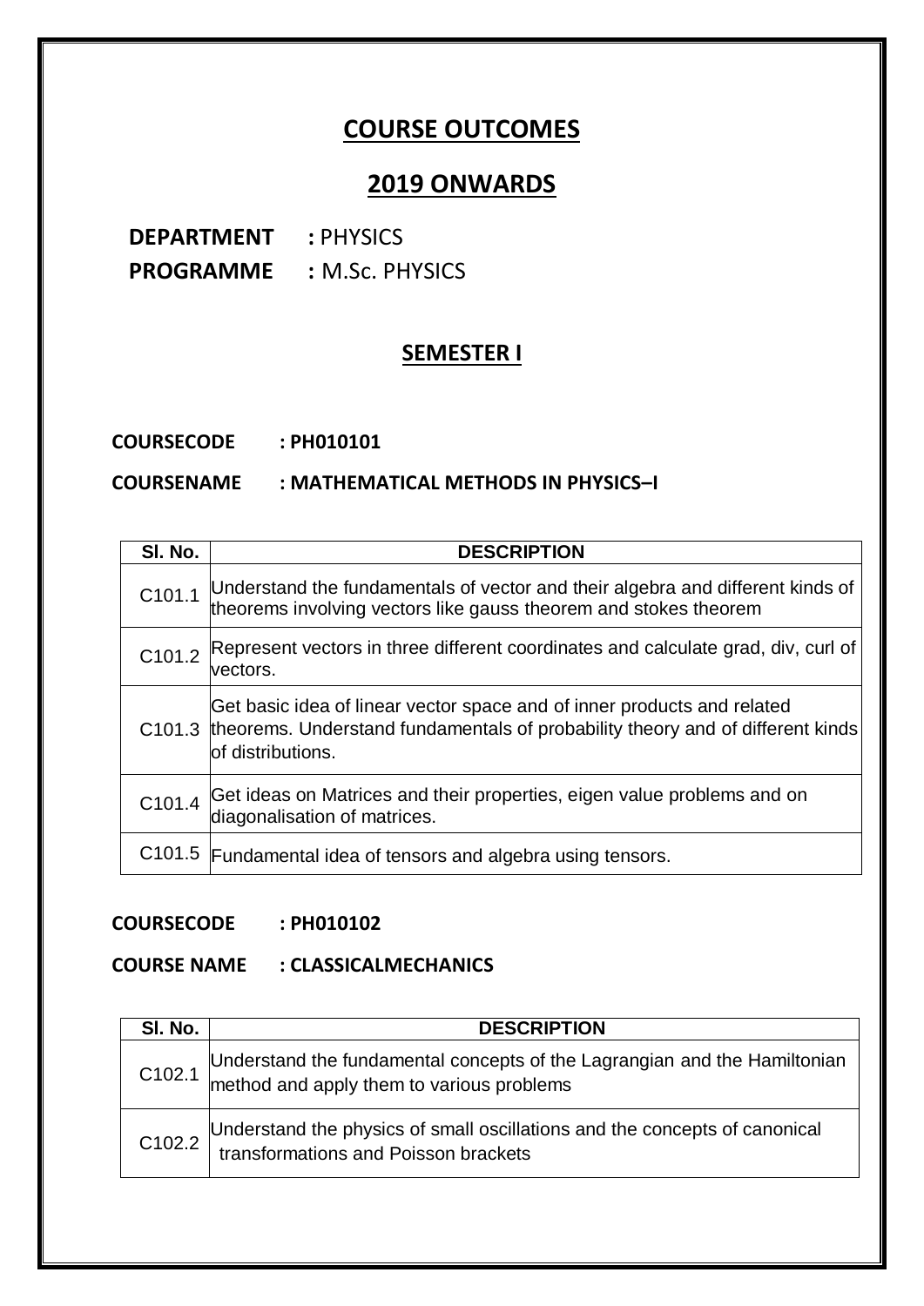# COURSE OUTCOMES

# 2019 ONWARDS

**DEPARTMENT** **:** PHYSICS

**PROGRAMME** **:** M.Sc. PHYSICS

## SEMESTER I

**COURSECODE : PH010101**

**COURSENAME : MATHEMATICAL METHODS IN PHYSICS–I**

| Sl. No. | DESCRIPTION |
|---|---|
| C101.1 | Understand the fundamentals of vector and their algebra and different kinds of theorems involving vectors like gauss theorem and stokes theorem |
| C101.2 | Represent vectors in three different coordinates and calculate grad, div, curl of vectors. |
| C101.3 | Get basic idea of linear vector space and of inner products and related theorems. Understand fundamentals of probability theory and of different kinds of distributions. |
| C101.4 | Get ideas on Matrices and their properties, eigen value problems and on diagonalisation of matrices. |
| C101.5 | Fundamental idea of tensors and algebra using tensors. |

**COURSECODE : PH010102**

**COURSE NAME : CLASSICALMECHANICS**

| Sl. No. | DESCRIPTION |
|---|---|
| C102.1 | Understand the fundamental concepts of the Lagrangian and the Hamiltonian method and apply them to various problems |
| C102.2 | Understand the physics of small oscillations and the concepts of canonical transformations and Poisson brackets |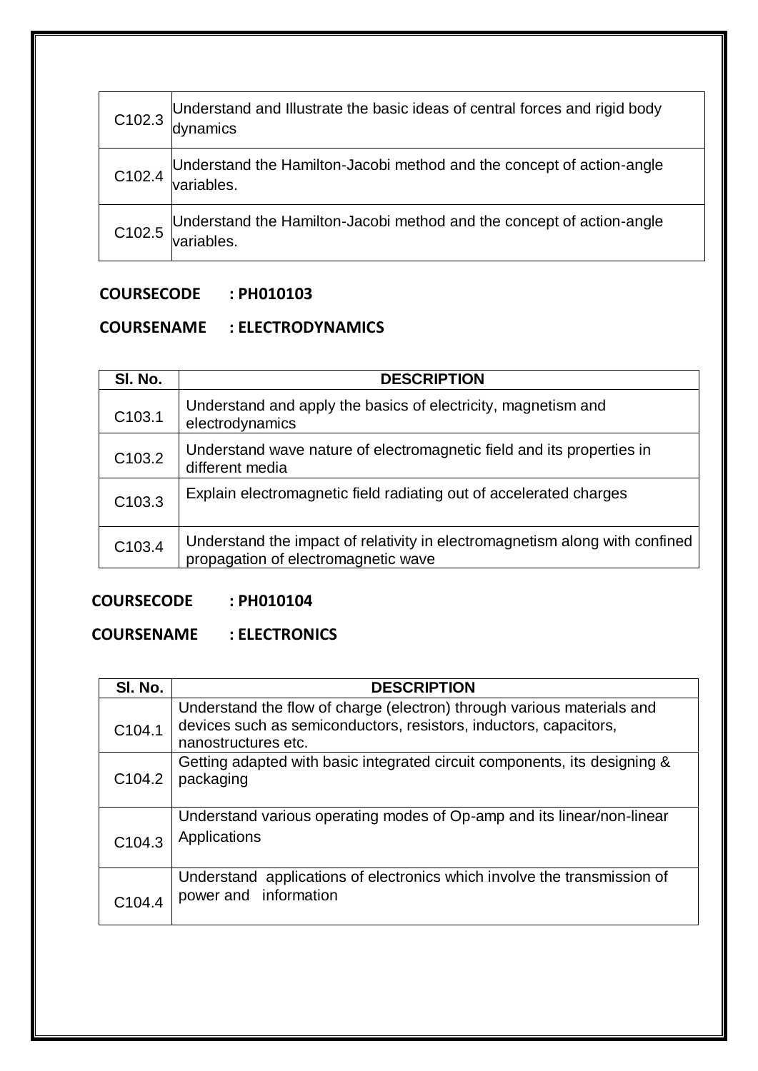| | |
|---|---|
| C102.3 | Understand and Illustrate the basic ideas of central forces and rigid body dynamics |
| C102.4 | Understand the Hamilton-Jacobi method and the concept of action-angle variables. |
| C102.5 | Understand the Hamilton-Jacobi method and the concept of action-angle variables. |

**COURSECODE : PH010103**

**COURSENAME : ELECTRODYNAMICS**

| Sl. No. | DESCRIPTION |
|---|---|
| C103.1 | Understand and apply the basics of electricity, magnetism and electrodynamics |
| C103.2 | Understand wave nature of electromagnetic field and its properties in different media |
| C103.3 | Explain electromagnetic field radiating out of accelerated charges |
| C103.4 | Understand the impact of relativity in electromagnetism along with confined propagation of electromagnetic wave |

**COURSECODE : PH010104**

**COURSENAME : ELECTRONICS**

| Sl. No. | DESCRIPTION |
|---|---|
| C104.1 | Understand the flow of charge (electron) through various materials and devices such as semiconductors, resistors, inductors, capacitors, nanostructures etc. |
| C104.2 | Getting adapted with basic integrated circuit components, its designing & packaging |
| C104.3 | Understand various operating modes of Op-amp and its linear/non-linear Applications |
| C104.4 | Understand applications of electronics which involve the transmission of power and information |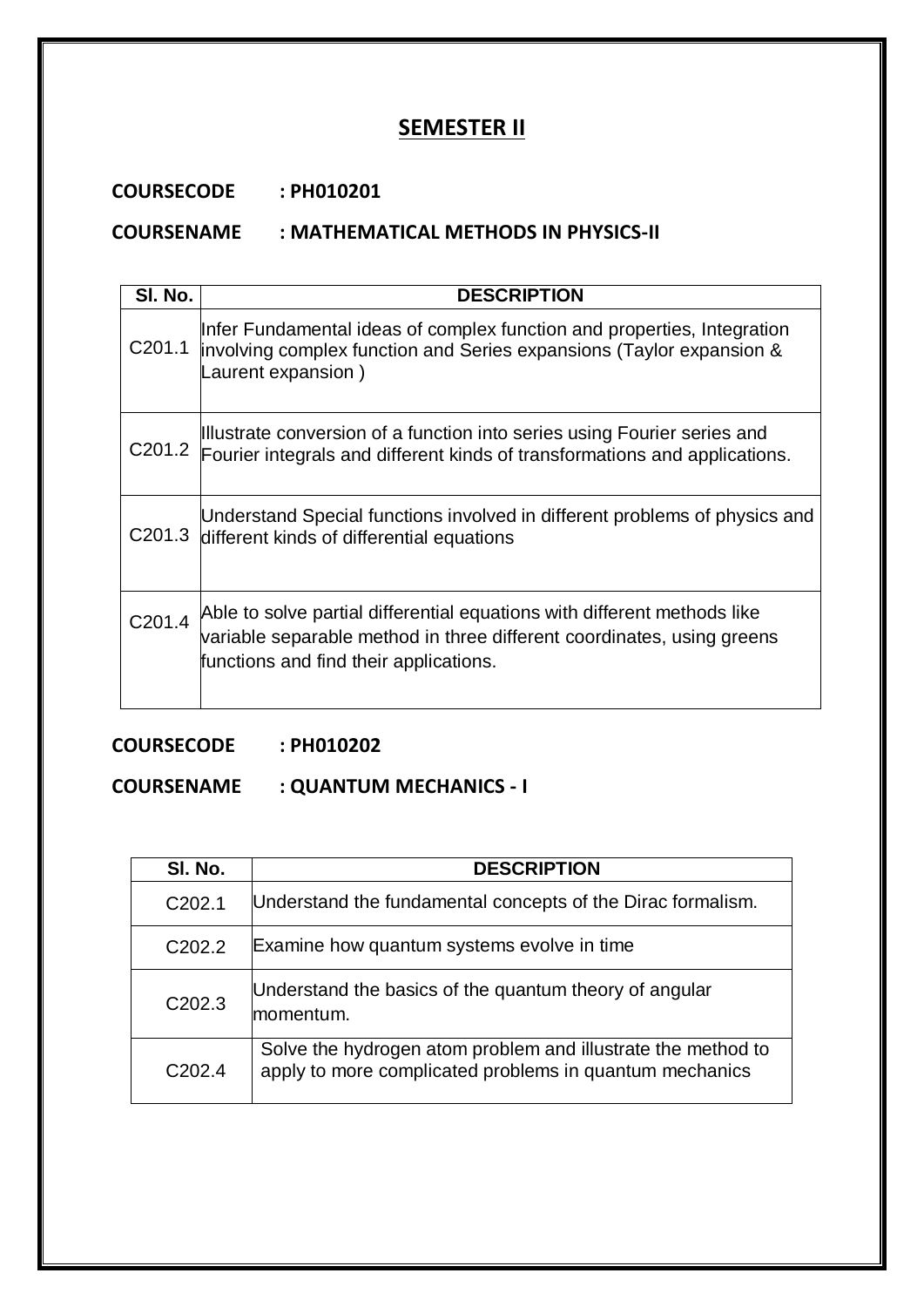## SEMESTER II

**COURSECODE : PH010201**

**COURSENAME : MATHEMATICAL METHODS IN PHYSICS-II**

| Sl. No. | DESCRIPTION |
|---|---|
| C201.1 | Infer Fundamental ideas of complex function and properties, Integration involving complex function and Series expansions (Taylor expansion & Laurent expansion ) |
| C201.2 | Illustrate conversion of a function into series using Fourier series and Fourier integrals and different kinds of transformations and applications. |
| C201.3 | Understand Special functions involved in different problems of physics and different kinds of differential equations |
| C201.4 | Able to solve partial differential equations with different methods like variable separable method in three different coordinates, using greens functions and find their applications. |

**COURSECODE : PH010202**

**COURSENAME : QUANTUM MECHANICS - I**

| Sl. No. | DESCRIPTION |
|---|---|
| C202.1 | Understand the fundamental concepts of the Dirac formalism. |
| C202.2 | Examine how quantum systems evolve in time |
| C202.3 | Understand the basics of the quantum theory of angular momentum. |
| C202.4 | Solve the hydrogen atom problem and illustrate the method to apply to more complicated problems in quantum mechanics |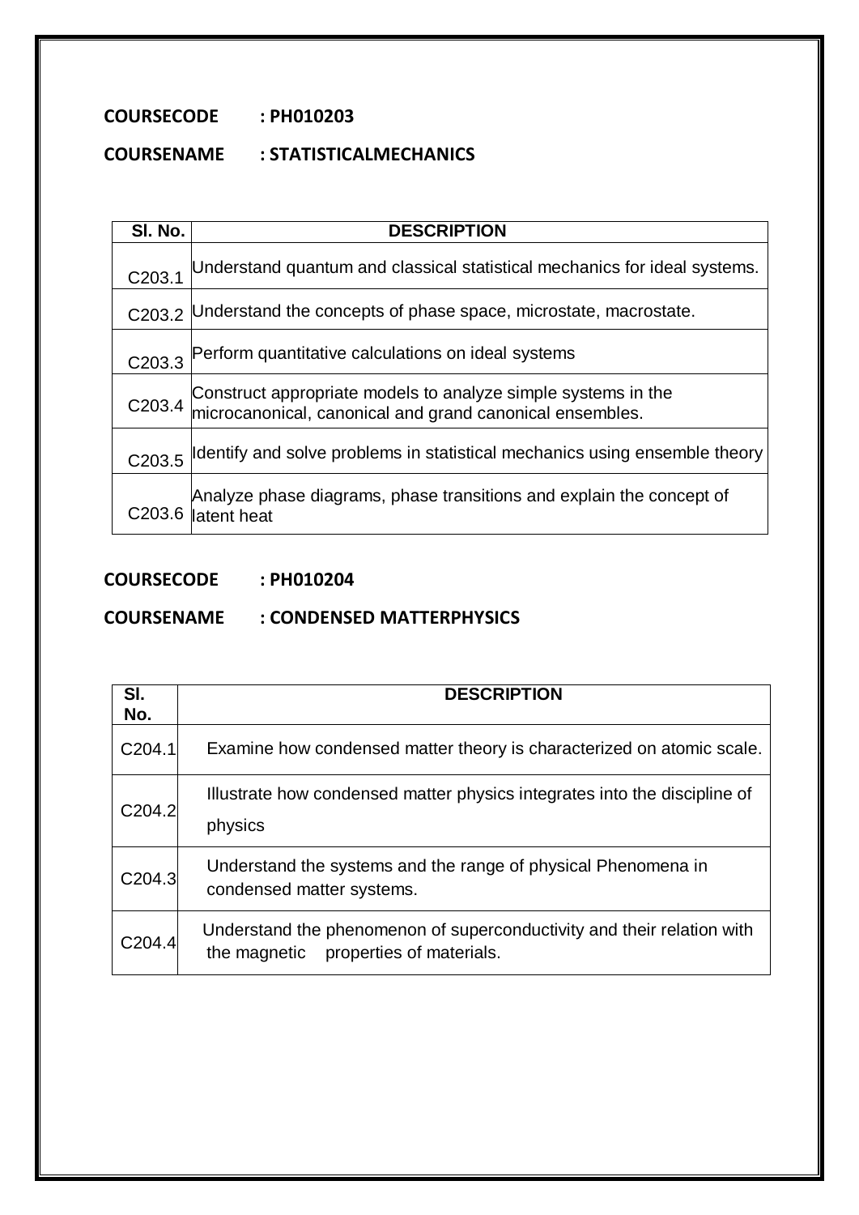**COURSECODE : PH010203**

**COURSENAME : STATISTICALMECHANICS**

| Sl. No. | DESCRIPTION |
|---|---|
| C203.1 | Understand quantum and classical statistical mechanics for ideal systems. |
| C203.2 | Understand the concepts of phase space, microstate, macrostate. |
| C203.3 | Perform quantitative calculations on ideal systems |
| C203.4 | Construct appropriate models to analyze simple systems in the microcanonical, canonical and grand canonical ensembles. |
| C203.5 | Identify and solve problems in statistical mechanics using ensemble theory |
| C203.6 | Analyze phase diagrams, phase transitions and explain the concept of latent heat |

**COURSECODE : PH010204**

**COURSENAME : CONDENSED MATTERPHYSICS**

| Sl. No. | DESCRIPTION |
|---|---|
| C204.1 | Examine how condensed matter theory is characterized on atomic scale. |
| C204.2 | Illustrate how condensed matter physics integrates into the discipline of physics |
| C204.3 | Understand the systems and the range of physical Phenomena in condensed matter systems. |
| C204.4 | Understand the phenomenon of superconductivity and their relation with the magnetic properties of materials. |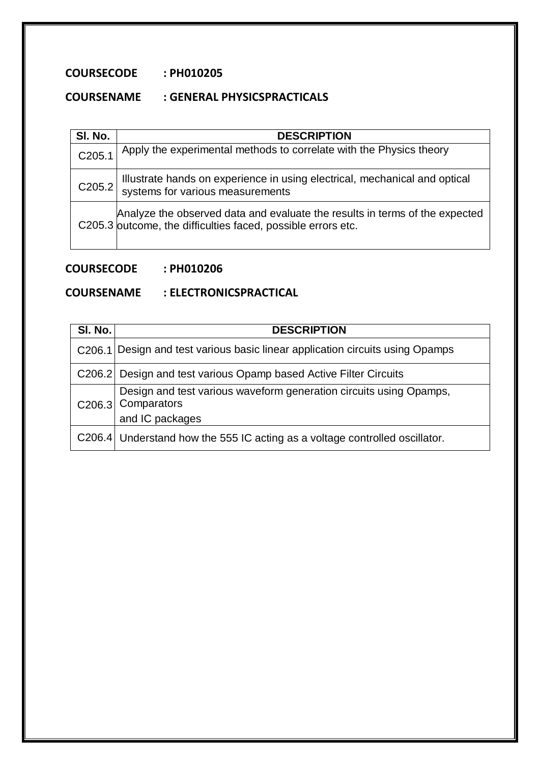**COURSECODE : PH010205**

**COURSENAME : GENERAL PHYSICSPRACTICALS**

| Sl. No. | DESCRIPTION |
|---|---|
| C205.1 | Apply the experimental methods to correlate with the Physics theory |
| C205.2 | Illustrate hands on experience in using electrical, mechanical and optical systems for various measurements |
| C205.3 | Analyze the observed data and evaluate the results in terms of the expected outcome, the difficulties faced, possible errors etc. |

**COURSECODE : PH010206**

**COURSENAME : ELECTRONICSPRACTICAL**

| Sl. No. | DESCRIPTION |
|---|---|
| C206.1 | Design and test various basic linear application circuits using Opamps |
| C206.2 | Design and test various Opamp based Active Filter Circuits |
| C206.3 | Design and test various waveform generation circuits using Opamps, Comparators and IC packages |
| C206.4 | Understand how the 555 IC acting as a voltage controlled oscillator. |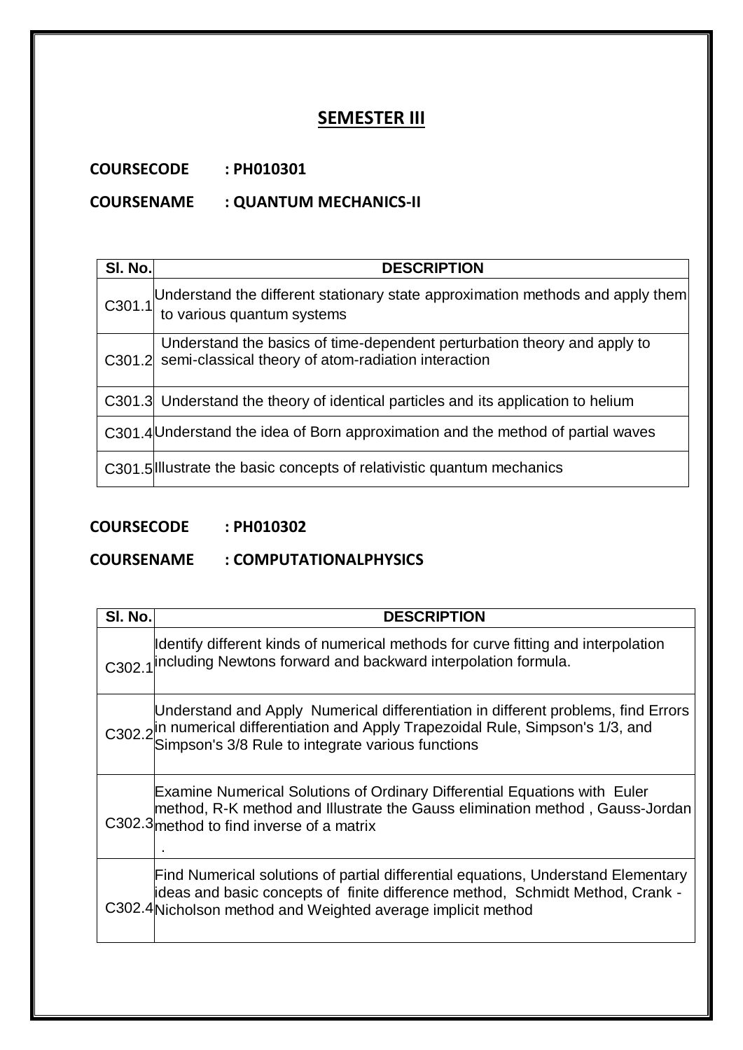## SEMESTER III

**COURSECODE : PH010301**

**COURSENAME : QUANTUM MECHANICS-II**

| Sl. No. | DESCRIPTION |
|---|---|
| C301.1 | Understand the different stationary state approximation methods and apply them to various quantum systems |
| C301.2 | Understand the basics of time-dependent perturbation theory and apply to semi-classical theory of atom-radiation interaction |
| C301.3 | Understand the theory of identical particles and its application to helium |
| C301.4 | Understand the idea of Born approximation and the method of partial waves |
| C301.5 | Illustrate the basic concepts of relativistic quantum mechanics |

**COURSECODE : PH010302**

**COURSENAME : COMPUTATIONALPHYSICS**

| Sl. No. | DESCRIPTION |
|---|---|
| C302.1 | Identify different kinds of numerical methods for curve fitting and interpolation including Newtons forward and backward interpolation formula. |
| C302.2 | Understand and Apply Numerical differentiation in different problems, find Errors in numerical differentiation and Apply Trapezoidal Rule, Simpson's 1/3, and Simpson's 3/8 Rule to integrate various functions |
| C302.3 | Examine Numerical Solutions of Ordinary Differential Equations with Euler method, R-K method and Illustrate the Gauss elimination method , Gauss-Jordan method to find inverse of a matrix . |
| C302.4 | Find Numerical solutions of partial differential equations, Understand Elementary ideas and basic concepts of finite difference method, Schmidt Method, Crank - Nicholson method and Weighted average implicit method |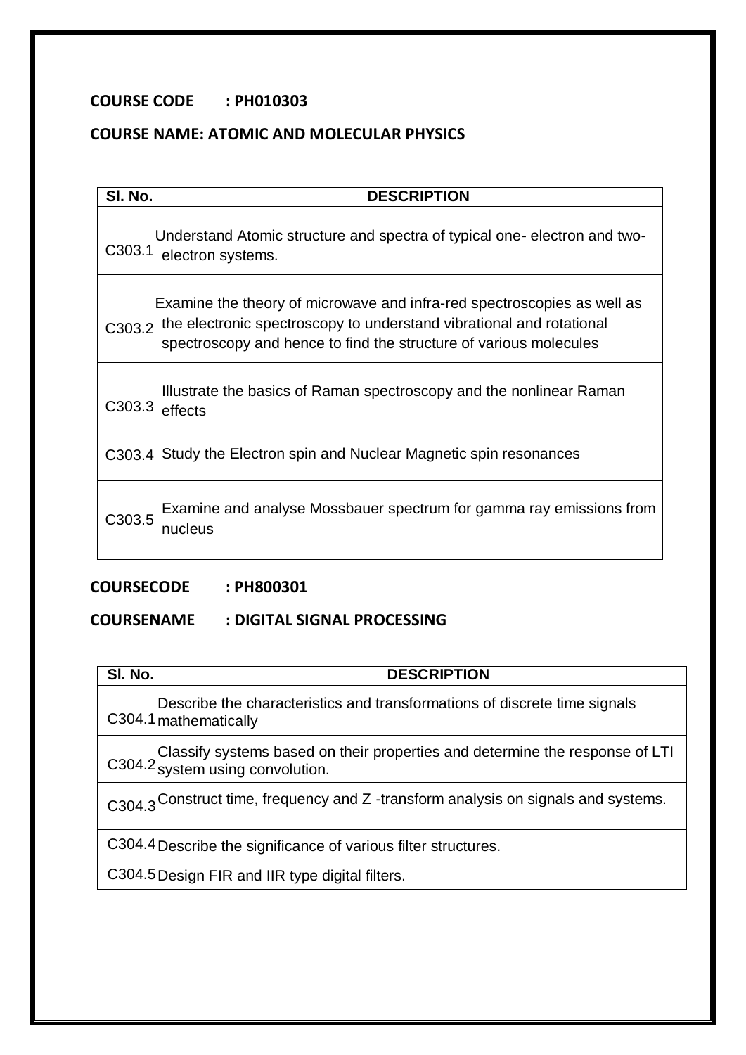**COURSE CODE : PH010303**

**COURSE NAME: ATOMIC AND MOLECULAR PHYSICS**

| Sl. No. | DESCRIPTION |
|---|---|
| C303.1 | Understand Atomic structure and spectra of typical one- electron and two-electron systems. |
| C303.2 | Examine the theory of microwave and infra-red spectroscopies as well as the electronic spectroscopy to understand vibrational and rotational spectroscopy and hence to find the structure of various molecules |
| C303.3 | Illustrate the basics of Raman spectroscopy and the nonlinear Raman effects |
| C303.4 | Study the Electron spin and Nuclear Magnetic spin resonances |
| C303.5 | Examine and analyse Mossbauer spectrum for gamma ray emissions from nucleus |

**COURSECODE : PH800301**

**COURSENAME : DIGITAL SIGNAL PROCESSING**

| Sl. No. | DESCRIPTION |
|---|---|
| C304.1 | Describe the characteristics and transformations of discrete time signals mathematically |
| C304.2 | Classify systems based on their properties and determine the response of LTI system using convolution. |
| C304.3 | Construct time, frequency and Z -transform analysis on signals and systems. |
| C304.4 | Describe the significance of various filter structures. |
| C304.5 | Design FIR and IIR type digital filters. |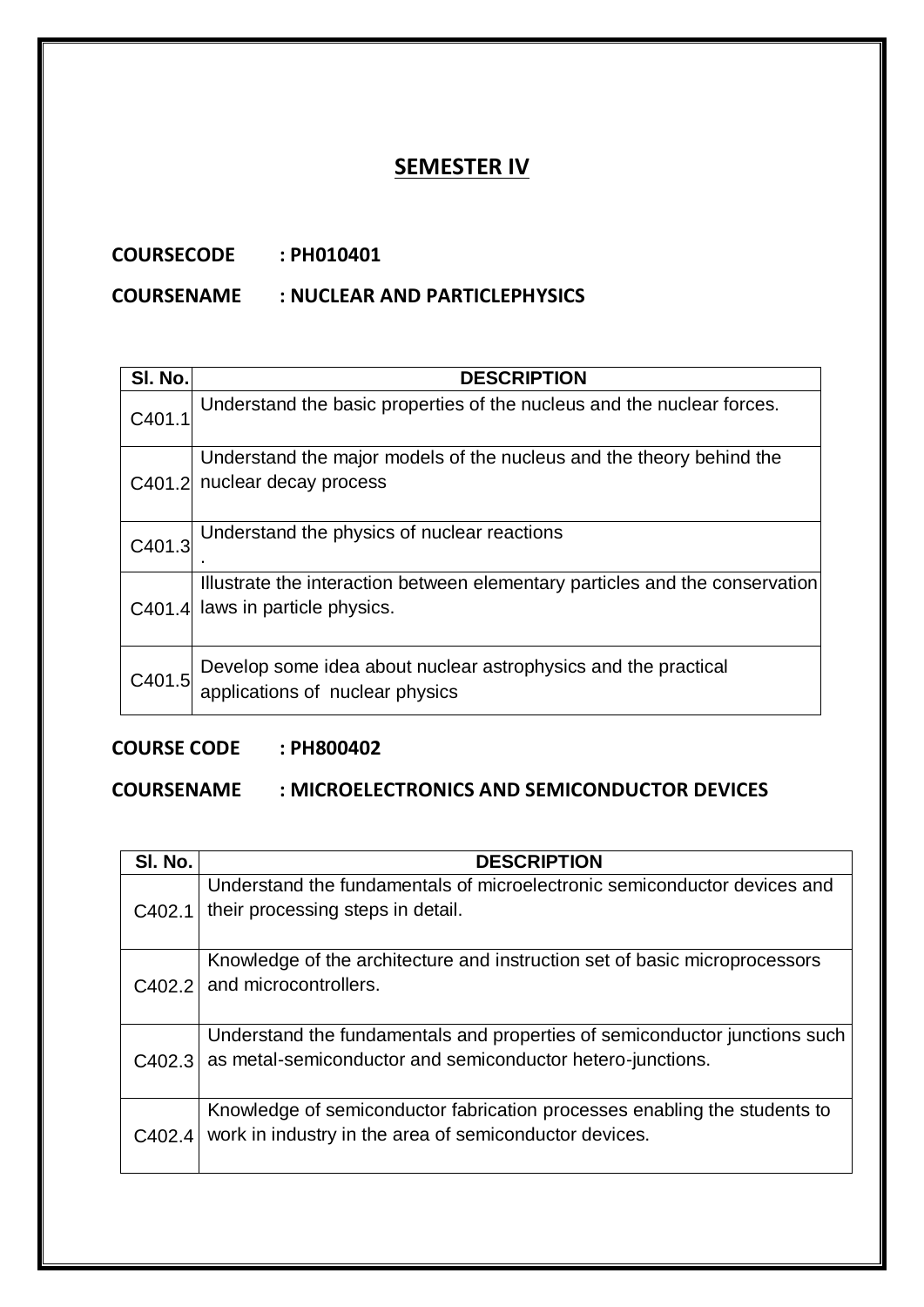# SEMESTER IV

**COURSECODE : PH010401**

**COURSENAME : NUCLEAR AND PARTICLEPHYSICS**

| Sl. No. | DESCRIPTION |
|---|---|
| C401.1 | Understand the basic properties of the nucleus and the nuclear forces. |
| C401.2 | Understand the major models of the nucleus and the theory behind the nuclear decay process |
| C401.3 | Understand the physics of nuclear reactions . |
| C401.4 | Illustrate the interaction between elementary particles and the conservation laws in particle physics. |
| C401.5 | Develop some idea about nuclear astrophysics and the practical applications of nuclear physics |

**COURSE CODE : PH800402**

**COURSENAME : MICROELECTRONICS AND SEMICONDUCTOR DEVICES**

| Sl. No. | DESCRIPTION |
|---|---|
| C402.1 | Understand the fundamentals of microelectronic semiconductor devices and their processing steps in detail. |
| C402.2 | Knowledge of the architecture and instruction set of basic microprocessors and microcontrollers. |
| C402.3 | Understand the fundamentals and properties of semiconductor junctions such as metal-semiconductor and semiconductor hetero-junctions. |
| C402.4 | Knowledge of semiconductor fabrication processes enabling the students to work in industry in the area of semiconductor devices. |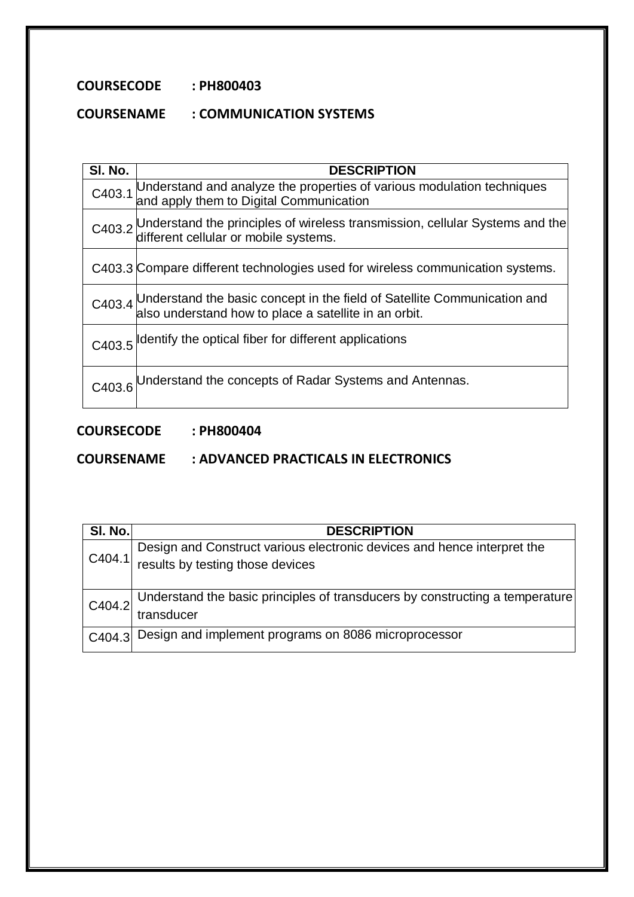**COURSECODE : PH800403**

**COURSENAME : COMMUNICATION SYSTEMS**

| Sl. No. | DESCRIPTION |
|---|---|
| C403.1 | Understand and analyze the properties of various modulation techniques and apply them to Digital Communication |
| C403.2 | Understand the principles of wireless transmission, cellular Systems and the different cellular or mobile systems. |
| C403.3 | Compare different technologies used for wireless communication systems. |
| C403.4 | Understand the basic concept in the field of Satellite Communication and also understand how to place a satellite in an orbit. |
| C403.5 | Identify the optical fiber for different applications |
| C403.6 | Understand the concepts of Radar Systems and Antennas. |

**COURSECODE : PH800404**

**COURSENAME : ADVANCED PRACTICALS IN ELECTRONICS**

| Sl. No. | DESCRIPTION |
|---|---|
| C404.1 | Design and Construct various electronic devices and hence interpret the results by testing those devices |
| C404.2 | Understand the basic principles of transducers by constructing a temperature transducer |
| C404.3 | Design and implement programs on 8086 microprocessor |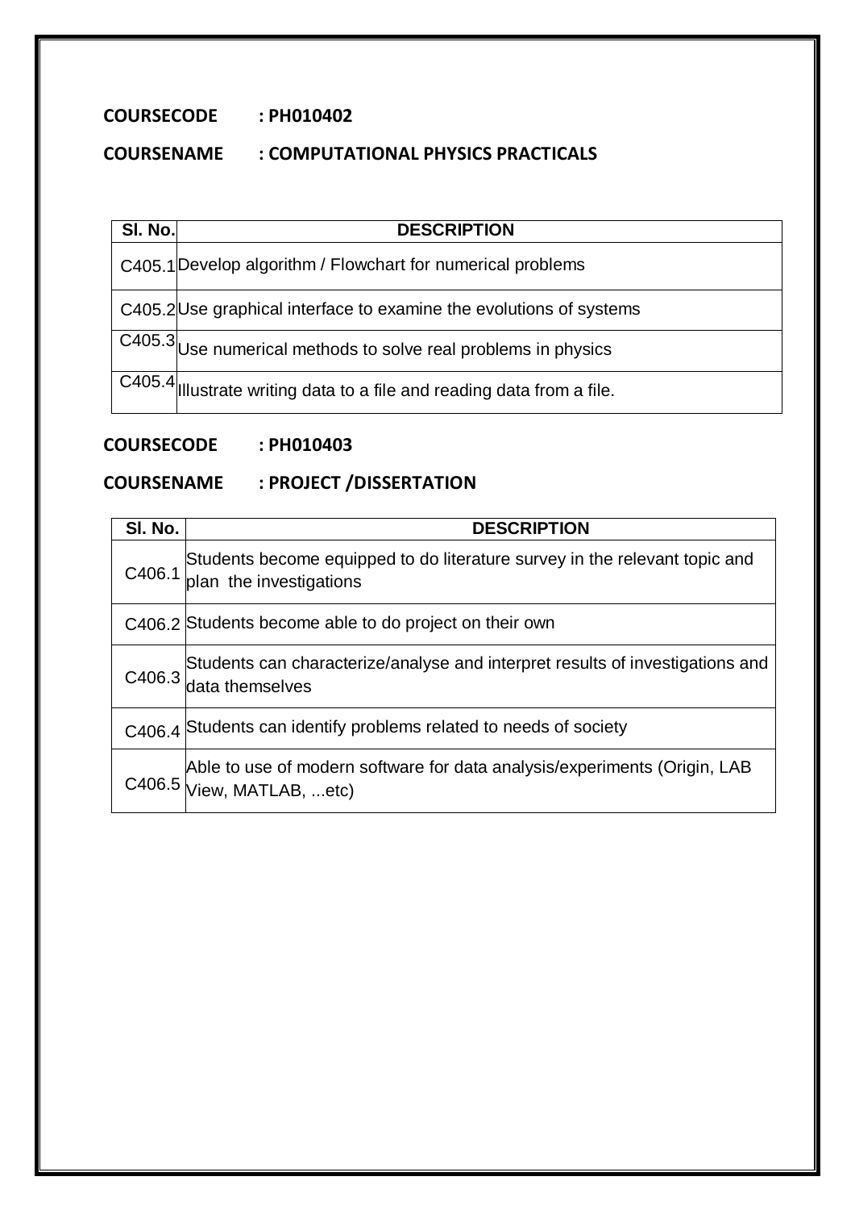**COURSECODE : PH010402**

**COURSENAME : COMPUTATIONAL PHYSICS PRACTICALS**

| Sl. No. | DESCRIPTION |
|---|---|
| C405.1 | Develop algorithm / Flowchart for numerical problems |
| C405.2 | Use graphical interface to examine the evolutions of systems |
| C405.3 | Use numerical methods to solve real problems in physics |
| C405.4 | Illustrate writing data to a file and reading data from a file. |

**COURSECODE : PH010403**

**COURSENAME : PROJECT /DISSERTATION**

| Sl. No. | DESCRIPTION |
|---|---|
| C406.1 | Students become equipped to do literature survey in the relevant topic and plan the investigations |
| C406.2 | Students become able to do project on their own |
| C406.3 | Students can characterize/analyse and interpret results of investigations and data themselves |
| C406.4 | Students can identify problems related to needs of society |
| C406.5 | Able to use of modern software for data analysis/experiments (Origin, LAB View, MATLAB, ...etc) |